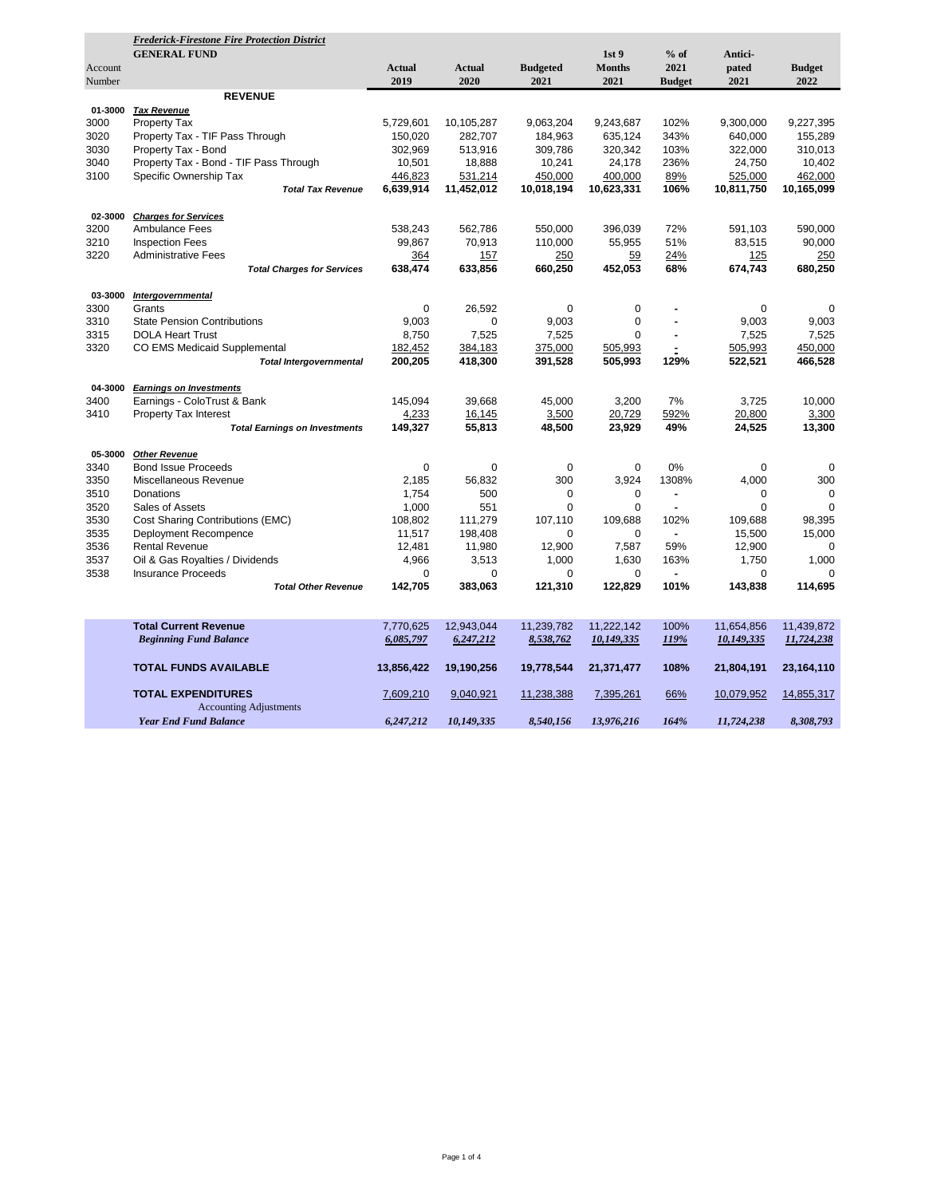***Frederick-Firestone Fire Protection District***

**GENERAL FUND**

| Account Number | | Actual 2019 | Actual 2020 | Budgeted 2021 | 1st 9 Months 2021 | % of 2021 Budget | Anticipated 2021 | Budget 2022 |
|---|---|---|---|---|---|---|---|---|
| | **REVENUE** | | | | | | | |
| **01-3000** | ***Tax Revenue*** | | | | | | | |
| 3000 | Property Tax | 5,729,601 | 10,105,287 | 9,063,204 | 9,243,687 | 102% | 9,300,000 | 9,227,395 |
| 3020 | Property Tax - TIF Pass Through | 150,020 | 282,707 | 184,963 | 635,124 | 343% | 640,000 | 155,289 |
| 3030 | Property Tax - Bond | 302,969 | 513,916 | 309,786 | 320,342 | 103% | 322,000 | 310,013 |
| 3040 | Property Tax - Bond - TIF Pass Through | 10,501 | 18,888 | 10,241 | 24,178 | 236% | 24,750 | 10,402 |
| 3100 | Specific Ownership Tax | 446,823 | 531,214 | 450,000 | 400,000 | 89% | 525,000 | 462,000 |
| | ***Total Tax Revenue*** | **6,639,914** | **11,452,012** | **10,018,194** | **10,623,331** | **106%** | **10,811,750** | **10,165,099** |
| **02-3000** | ***Charges for Services*** | | | | | | | |
| 3200 | Ambulance Fees | 538,243 | 562,786 | 550,000 | 396,039 | 72% | 591,103 | 590,000 |
| 3210 | Inspection Fees | 99,867 | 70,913 | 110,000 | 55,955 | 51% | 83,515 | 90,000 |
| 3220 | Administrative Fees | 364 | 157 | 250 | 59 | 24% | 125 | 250 |
| | ***Total Charges for Services*** | **638,474** | **633,856** | **660,250** | **452,053** | **68%** | **674,743** | **680,250** |
| **03-3000** | ***Intergovernmental*** | | | | | | | |
| 3300 | Grants | 0 | 26,592 | 0 | 0 | - | 0 | 0 |
| 3310 | State Pension Contributions | 9,003 | 0 | 9,003 | 0 | - | 9,003 | 9,003 |
| 3315 | DOLA Heart Trust | 8,750 | 7,525 | 7,525 | 0 | - | 7,525 | 7,525 |
| 3320 | CO EMS Medicaid Supplemental | 182,452 | 384,183 | 375,000 | 505,993 | - | 505,993 | 450,000 |
| | ***Total Intergovernmental*** | **200,205** | **418,300** | **391,528** | **505,993** | **129%** | **522,521** | **466,528** |
| **04-3000** | ***Earnings on Investments*** | | | | | | | |
| 3400 | Earnings - ColoTrust & Bank | 145,094 | 39,668 | 45,000 | 3,200 | 7% | 3,725 | 10,000 |
| 3410 | Property Tax Interest | 4,233 | 16,145 | 3,500 | 20,729 | 592% | 20,800 | 3,300 |
| | ***Total Earnings on Investments*** | **149,327** | **55,813** | **48,500** | **23,929** | **49%** | **24,525** | **13,300** |
| **05-3000** | ***Other Revenue*** | | | | | | | |
| 3340 | Bond Issue Proceeds | 0 | 0 | 0 | 0 | 0% | 0 | 0 |
| 3350 | Miscellaneous Revenue | 2,185 | 56,832 | 300 | 3,924 | 1308% | 4,000 | 300 |
| 3510 | Donations | 1,754 | 500 | 0 | 0 | - | 0 | 0 |
| 3520 | Sales of Assets | 1,000 | 551 | 0 | 0 | - | 0 | 0 |
| 3530 | Cost Sharing Contributions (EMC) | 108,802 | 111,279 | 107,110 | 109,688 | 102% | 109,688 | 98,395 |
| 3535 | Deployment Recompence | 11,517 | 198,408 | 0 | 0 | - | 15,500 | 15,000 |
| 3536 | Rental Revenue | 12,481 | 11,980 | 12,900 | 7,587 | 59% | 12,900 | 0 |
| 3537 | Oil & Gas Royalties / Dividends | 4,966 | 3,513 | 1,000 | 1,630 | 163% | 1,750 | 1,000 |
| 3538 | Insurance Proceeds | 0 | 0 | 0 | 0 | - | 0 | 0 |
| | ***Total Other Revenue*** | **142,705** | **383,063** | **121,310** | **122,829** | **101%** | **143,838** | **114,695** |
| | **Total Current Revenue** | 7,770,625 | 12,943,044 | 11,239,782 | 11,222,142 | 100% | 11,654,856 | 11,439,872 |
| | ***Beginning Fund Balance*** | *6,085,797* | *6,247,212* | *8,538,762* | *10,149,335* | *119%* | *10,149,335* | *11,724,238* |
| | **TOTAL FUNDS AVAILABLE** | **13,856,422** | **19,190,256** | **19,778,544** | **21,371,477** | **108%** | **21,804,191** | **23,164,110** |
| | **TOTAL EXPENDITURES** | 7,609,210 | 9,040,921 | 11,238,388 | 7,395,261 | 66% | 10,079,952 | 14,855,317 |
| | Accounting Adjustments | | | | | | | |
| | ***Year End Fund Balance*** | *6,247,212* | *10,149,335* | *8,540,156* | *13,976,216* | *164%* | *11,724,238* | *8,308,793* |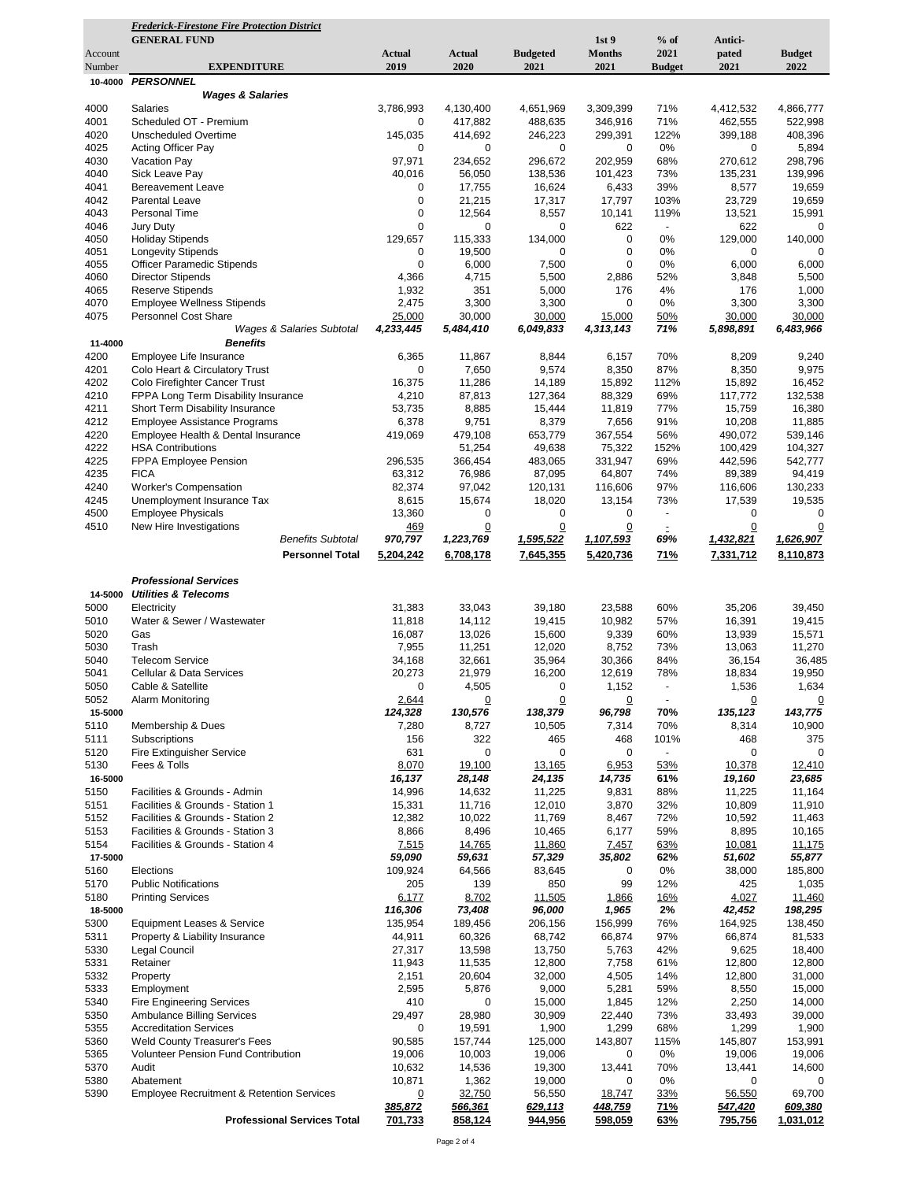***Frederick-Firestone Fire Protection District***

**GENERAL FUND**

| Account Number | EXPENDITURE | Actual 2019 | Actual 2020 | Budgeted 2021 | 1st 9 Months 2021 | % of 2021 Budget | Anticipated 2021 | Budget 2022 |
|---|---|---|---|---|---|---|---|---|
| 10-4000 | ***PERSONNEL*** | | | | | | | |
| | ***Wages & Salaries*** | | | | | | | |
| 4000 | Salaries | 3,786,993 | 4,130,400 | 4,651,969 | 3,309,399 | 71% | 4,412,532 | 4,866,777 |
| 4001 | Scheduled OT - Premium | 0 | 417,882 | 488,635 | 346,916 | 71% | 462,555 | 522,998 |
| 4020 | Unscheduled Overtime | 145,035 | 414,692 | 246,223 | 299,391 | 122% | 399,188 | 408,396 |
| 4025 | Acting Officer Pay | 0 | 0 | 0 | 0 | 0% | 0 | 5,894 |
| 4030 | Vacation Pay | 97,971 | 234,652 | 296,672 | 202,959 | 68% | 270,612 | 298,796 |
| 4040 | Sick Leave Pay | 40,016 | 56,050 | 138,536 | 101,423 | 73% | 135,231 | 139,996 |
| 4041 | Bereavement Leave | 0 | 17,755 | 16,624 | 6,433 | 39% | 8,577 | 19,659 |
| 4042 | Parental Leave | 0 | 21,215 | 17,317 | 17,797 | 103% | 23,729 | 19,659 |
| 4043 | Personal Time | 0 | 12,564 | 8,557 | 10,141 | 119% | 13,521 | 15,991 |
| 4046 | Jury Duty | 0 | 0 | 0 | 622 | - | 622 | 0 |
| 4050 | Holiday Stipends | 129,657 | 115,333 | 134,000 | 0 | 0% | 129,000 | 140,000 |
| 4051 | Longevity Stipends | 0 | 19,500 | 0 | 0 | 0% | 0 | 0 |
| 4055 | Officer Paramedic Stipends | 0 | 6,000 | 7,500 | 0 | 0% | 6,000 | 6,000 |
| 4060 | Director Stipends | 4,366 | 4,715 | 5,500 | 2,886 | 52% | 3,848 | 5,500 |
| 4065 | Reserve Stipends | 1,932 | 351 | 5,000 | 176 | 4% | 176 | 1,000 |
| 4070 | Employee Wellness Stipends | 2,475 | 3,300 | 3,300 | 0 | 0% | 3,300 | 3,300 |
| 4075 | Personnel Cost Share | 25,000 | 30,000 | 30,000 | 15,000 | 50% | 30,000 | 30,000 |
| | *Wages & Salaries Subtotal* | *4,233,445* | *5,484,410* | *6,049,833* | *4,313,143* | *71%* | *5,898,891* | *6,483,966* |
| 11-4000 | ***Benefits*** | | | | | | | |
| 4200 | Employee Life Insurance | 6,365 | 11,867 | 8,844 | 6,157 | 70% | 8,209 | 9,240 |
| 4201 | Colo Heart & Circulatory Trust | 0 | 7,650 | 9,574 | 8,350 | 87% | 8,350 | 9,975 |
| 4202 | Colo Firefighter Cancer Trust | 16,375 | 11,286 | 14,189 | 15,892 | 112% | 15,892 | 16,452 |
| 4210 | FPPA Long Term Disability Insurance | 4,210 | 87,813 | 127,364 | 88,329 | 69% | 117,772 | 132,538 |
| 4211 | Short Term Disability Insurance | 53,735 | 8,885 | 15,444 | 11,819 | 77% | 15,759 | 16,380 |
| 4212 | Employee Assistance Programs | 6,378 | 9,751 | 8,379 | 7,656 | 91% | 10,208 | 11,885 |
| 4220 | Employee Health & Dental Insurance | 419,069 | 479,108 | 653,779 | 367,554 | 56% | 490,072 | 539,146 |
| 4222 | HSA Contributions | | 51,254 | 49,638 | 75,322 | 152% | 100,429 | 104,327 |
| 4225 | FPPA Employee Pension | 296,535 | 366,454 | 483,065 | 331,947 | 69% | 442,596 | 542,777 |
| 4235 | FICA | 63,312 | 76,986 | 87,095 | 64,807 | 74% | 89,389 | 94,419 |
| 4240 | Worker's Compensation | 82,374 | 97,042 | 120,131 | 116,606 | 97% | 116,606 | 130,233 |
| 4245 | Unemployment Insurance Tax | 8,615 | 15,674 | 18,020 | 13,154 | 73% | 17,539 | 19,535 |
| 4500 | Employee Physicals | 13,360 | 0 | 0 | 0 | - | 0 | 0 |
| 4510 | New Hire Investigations | 469 | 0 | 0 | 0 | - | 0 | 0 |
| | *Benefits Subtotal* | *970,797* | *1,223,769* | *1,595,522* | *1,107,593* | *69%* | *1,432,821* | *1,626,907* |
| | **Personnel Total** | **5,204,242** | **6,708,178** | **7,645,355** | **5,420,736** | **71%** | **7,331,712** | **8,110,873** |
| | ***Professional Services*** | | | | | | | |
| 14-5000 | ***Utilities & Telecoms*** | | | | | | | |
| 5000 | Electricity | 31,383 | 33,043 | 39,180 | 23,588 | 60% | 35,206 | 39,450 |
| 5010 | Water & Sewer / Wastewater | 11,818 | 14,112 | 19,415 | 10,982 | 57% | 16,391 | 19,415 |
| 5020 | Gas | 16,087 | 13,026 | 15,600 | 9,339 | 60% | 13,939 | 15,571 |
| 5030 | Trash | 7,955 | 11,251 | 12,020 | 8,752 | 73% | 13,063 | 11,270 |
| 5040 | Telecom Service | 34,168 | 32,661 | 35,964 | 30,366 | 84% | 36,154 | 36,485 |
| 5041 | Cellular & Data Services | 20,273 | 21,979 | 16,200 | 12,619 | 78% | 18,834 | 19,950 |
| 5050 | Cable & Satellite | 0 | 4,505 | 0 | 1,152 | - | 1,536 | 1,634 |
| 5052 | Alarm Monitoring | 2,644 | 0 | 0 | 0 | - | 0 | 0 |
| 15-5000 | | *124,328* | *130,576* | *138,379* | *96,798* | *70%* | *135,123* | *143,775* |
| 5110 | Membership & Dues | 7,280 | 8,727 | 10,505 | 7,314 | 70% | 8,314 | 10,900 |
| 5111 | Subscriptions | 156 | 322 | 465 | 468 | 101% | 468 | 375 |
| 5120 | Fire Extinguisher Service | 631 | 0 | 0 | 0 | - | 0 | 0 |
| 5130 | Fees & Tolls | 8,070 | 19,100 | 13,165 | 6,953 | 53% | 10,378 | 12,410 |
| 16-5000 | | *16,137* | *28,148* | *24,135* | *14,735* | *61%* | *19,160* | *23,685* |
| 5150 | Facilities & Grounds - Admin | 14,996 | 14,632 | 11,225 | 9,831 | 88% | 11,225 | 11,164 |
| 5151 | Facilities & Grounds - Station 1 | 15,331 | 11,716 | 12,010 | 3,870 | 32% | 10,809 | 11,910 |
| 5152 | Facilities & Grounds - Station 2 | 12,382 | 10,022 | 11,769 | 8,467 | 72% | 10,592 | 11,463 |
| 5153 | Facilities & Grounds - Station 3 | 8,866 | 8,496 | 10,465 | 6,177 | 59% | 8,895 | 10,165 |
| 5154 | Facilities & Grounds - Station 4 | 7,515 | 14,765 | 11,860 | 7,457 | 63% | 10,081 | 11,175 |
| 17-5000 | | *59,090* | *59,631* | *57,329* | *35,802* | *62%* | *51,602* | *55,877* |
| 5160 | Elections | 109,924 | 64,566 | 83,645 | 0 | 0% | 38,000 | 185,800 |
| 5170 | Public Notifications | 205 | 139 | 850 | 99 | 12% | 425 | 1,035 |
| 5180 | Printing Services | 6,177 | 8,702 | 11,505 | 1,866 | 16% | 4,027 | 11,460 |
| 18-5000 | | *116,306* | *73,408* | *96,000* | *1,965* | *2%* | *42,452* | *198,295* |
| 5300 | Equipment Leases & Service | 135,954 | 189,456 | 206,156 | 156,999 | 76% | 164,925 | 138,450 |
| 5311 | Property & Liability Insurance | 44,911 | 60,326 | 68,742 | 66,874 | 97% | 66,874 | 81,533 |
| 5330 | Legal Council | 27,317 | 13,598 | 13,750 | 5,763 | 42% | 9,625 | 18,400 |
| 5331 | Retainer | 11,943 | 11,535 | 12,800 | 7,758 | 61% | 12,800 | 12,800 |
| 5332 | Property | 2,151 | 20,604 | 32,000 | 4,505 | 14% | 12,800 | 31,000 |
| 5333 | Employment | 2,595 | 5,876 | 9,000 | 5,281 | 59% | 8,550 | 15,000 |
| 5340 | Fire Engineering Services | 410 | 0 | 15,000 | 1,845 | 12% | 2,250 | 14,000 |
| 5350 | Ambulance Billing Services | 29,497 | 28,980 | 30,909 | 22,440 | 73% | 33,493 | 39,000 |
| 5355 | Accreditation Services | 0 | 19,591 | 1,900 | 1,299 | 68% | 1,299 | 1,900 |
| 5360 | Weld County Treasurer's Fees | 90,585 | 157,744 | 125,000 | 143,807 | 115% | 145,807 | 153,991 |
| 5365 | Volunteer Pension Fund Contribution | 19,006 | 10,003 | 19,006 | 0 | 0% | 19,006 | 19,006 |
| 5370 | Audit | 10,632 | 14,536 | 19,300 | 13,441 | 70% | 13,441 | 14,600 |
| 5380 | Abatement | 10,871 | 1,362 | 19,000 | 0 | 0% | 0 | 0 |
| 5390 | Employee Recruitment & Retention Services | 0 | 32,750 | 56,550 | 18,747 | 33% | 56,550 | 69,700 |
| | | *385,872* | *566,361* | *629,113* | *448,759* | *71%* | *547,420* | *609,380* |
| | **Professional Services Total** | **701,733** | **858,124** | **944,956** | **598,059** | **63%** | **795,756** | **1,031,012** |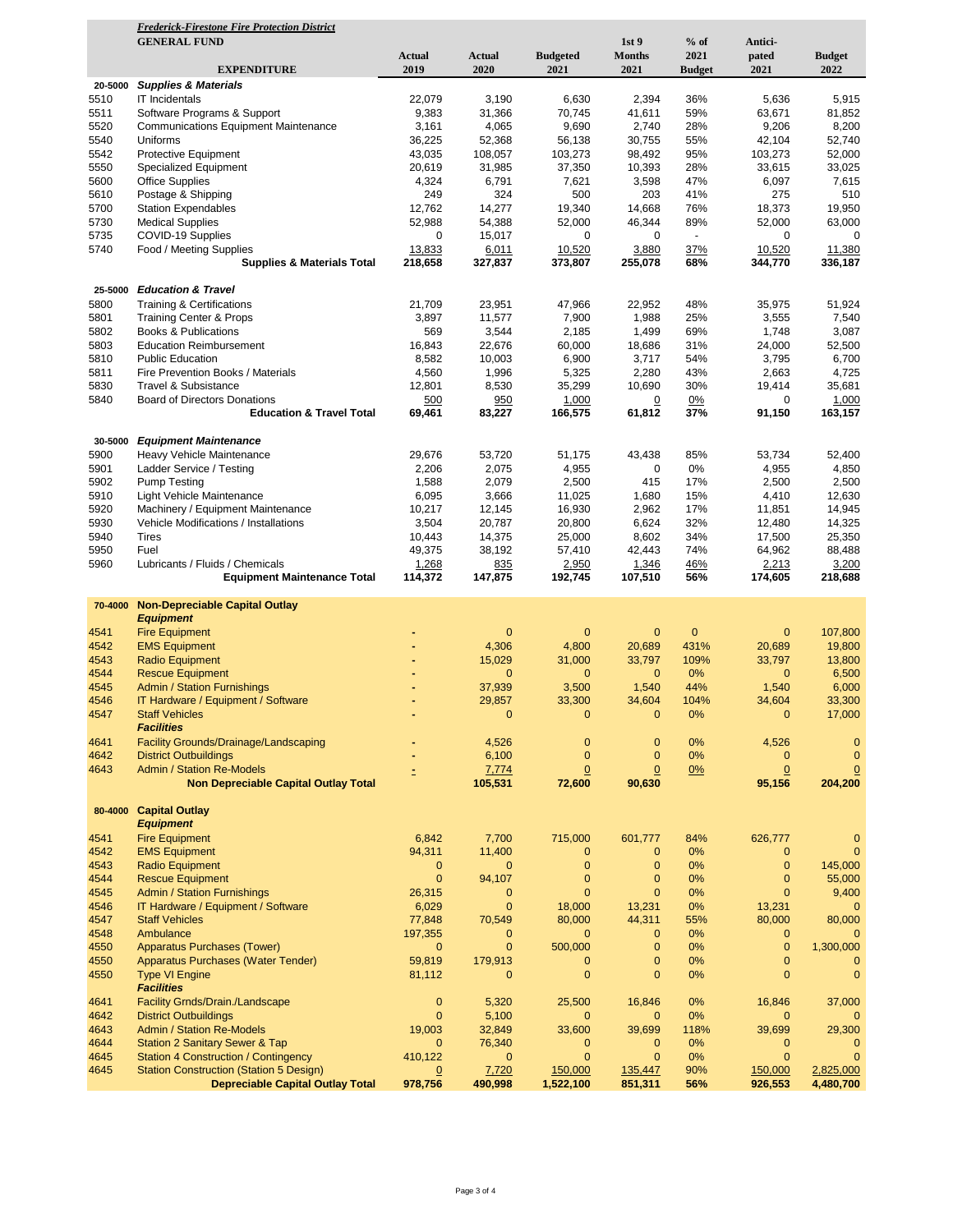*Frederick-Firestone Fire Protection District*

**GENERAL FUND**

| | EXPENDITURE | Actual 2019 | Actual 2020 | Budgeted 2021 | 1st 9 Months 2021 | % of 2021 Budget | Anticipated 2021 | Budget 2022 |
|---|---|---|---|---|---|---|---|---|
| **20-5000** | ***Supplies & Materials*** | | | | | | | |
| 5510 | IT Incidentals | 22,079 | 3,190 | 6,630 | 2,394 | 36% | 5,636 | 5,915 |
| 5511 | Software Programs & Support | 9,383 | 31,366 | 70,745 | 41,611 | 59% | 63,671 | 81,852 |
| 5520 | Communications Equipment Maintenance | 3,161 | 4,065 | 9,690 | 2,740 | 28% | 9,206 | 8,200 |
| 5540 | Uniforms | 36,225 | 52,368 | 56,138 | 30,755 | 55% | 42,104 | 52,740 |
| 5542 | Protective Equipment | 43,035 | 108,057 | 103,273 | 98,492 | 95% | 103,273 | 52,000 |
| 5550 | Specialized Equipment | 20,619 | 31,985 | 37,350 | 10,393 | 28% | 33,615 | 33,025 |
| 5600 | Office Supplies | 4,324 | 6,791 | 7,621 | 3,598 | 47% | 6,097 | 7,615 |
| 5610 | Postage & Shipping | 249 | 324 | 500 | 203 | 41% | 275 | 510 |
| 5700 | Station Expendables | 12,762 | 14,277 | 19,340 | 14,668 | 76% | 18,373 | 19,950 |
| 5730 | Medical Supplies | 52,988 | 54,388 | 52,000 | 46,344 | 89% | 52,000 | 63,000 |
| 5735 | COVID-19 Supplies | 0 | 15,017 | 0 | 0 | - | 0 | 0 |
| 5740 | Food / Meeting Supplies | 13,833 | 6,011 | 10,520 | 3,880 | 37% | 10,520 | 11,380 |
| | **Supplies & Materials Total** | **218,658** | **327,837** | **373,807** | **255,078** | **68%** | **344,770** | **336,187** |
| **25-5000** | ***Education & Travel*** | | | | | | | |
| 5800 | Training & Certifications | 21,709 | 23,951 | 47,966 | 22,952 | 48% | 35,975 | 51,924 |
| 5801 | Training Center & Props | 3,897 | 11,577 | 7,900 | 1,988 | 25% | 3,555 | 7,540 |
| 5802 | Books & Publications | 569 | 3,544 | 2,185 | 1,499 | 69% | 1,748 | 3,087 |
| 5803 | Education Reimbursement | 16,843 | 22,676 | 60,000 | 18,686 | 31% | 24,000 | 52,500 |
| 5810 | Public Education | 8,582 | 10,003 | 6,900 | 3,717 | 54% | 3,795 | 6,700 |
| 5811 | Fire Prevention Books / Materials | 4,560 | 1,996 | 5,325 | 2,280 | 43% | 2,663 | 4,725 |
| 5830 | Travel & Subsistance | 12,801 | 8,530 | 35,299 | 10,690 | 30% | 19,414 | 35,681 |
| 5840 | Board of Directors Donations | 500 | 950 | 1,000 | 0 | 0% | 0 | 1,000 |
| | **Education & Travel Total** | **69,461** | **83,227** | **166,575** | **61,812** | **37%** | **91,150** | **163,157** |
| **30-5000** | ***Equipment Maintenance*** | | | | | | | |
| 5900 | Heavy Vehicle Maintenance | 29,676 | 53,720 | 51,175 | 43,438 | 85% | 53,734 | 52,400 |
| 5901 | Ladder Service / Testing | 2,206 | 2,075 | 4,955 | 0 | 0% | 4,955 | 4,850 |
| 5902 | Pump Testing | 1,588 | 2,079 | 2,500 | 415 | 17% | 2,500 | 2,500 |
| 5910 | Light Vehicle Maintenance | 6,095 | 3,666 | 11,025 | 1,680 | 15% | 4,410 | 12,630 |
| 5920 | Machinery / Equipment Maintenance | 10,217 | 12,145 | 16,930 | 2,962 | 17% | 11,851 | 14,945 |
| 5930 | Vehicle Modifications / Installations | 3,504 | 20,787 | 20,800 | 6,624 | 32% | 12,480 | 14,325 |
| 5940 | Tires | 10,443 | 14,375 | 25,000 | 8,602 | 34% | 17,500 | 25,350 |
| 5950 | Fuel | 49,375 | 38,192 | 57,410 | 42,443 | 74% | 64,962 | 88,488 |
| 5960 | Lubricants / Fluids / Chemicals | 1,268 | 835 | 2,950 | 1,346 | 46% | 2,213 | 3,200 |
| | **Equipment Maintenance Total** | **114,372** | **147,875** | **192,745** | **107,510** | **56%** | **174,605** | **218,688** |
| **70-4000** | **Non-Depreciable Capital Outlay** | | | | | | | |
| | ***Equipment*** | | | | | | | |
| 4541 | Fire Equipment | - | 0 | 0 | 0 | 0 | 0 | 107,800 |
| 4542 | EMS Equipment | - | 4,306 | 4,800 | 20,689 | 431% | 20,689 | 19,800 |
| 4543 | Radio Equipment | - | 15,029 | 31,000 | 33,797 | 109% | 33,797 | 13,800 |
| 4544 | Rescue Equipment | - | 0 | 0 | 0 | 0% | 0 | 6,500 |
| 4545 | Admin / Station Furnishings | - | 37,939 | 3,500 | 1,540 | 44% | 1,540 | 6,000 |
| 4546 | IT Hardware / Equipment / Software | - | 29,857 | 33,300 | 34,604 | 104% | 34,604 | 33,300 |
| 4547 | Staff Vehicles | - | 0 | 0 | 0 | 0% | 0 | 17,000 |
| | ***Facilities*** | | | | | | | |
| 4641 | Facility Grounds/Drainage/Landscaping | - | 4,526 | 0 | 0 | 0% | 4,526 | 0 |
| 4642 | District Outbuildings | - | 6,100 | 0 | 0 | 0% | 0 | 0 |
| 4643 | Admin / Station Re-Models | - | 7,774 | 0 | 0 | 0% | 0 | 0 |
| | **Non Depreciable Capital Outlay Total** | | **105,531** | **72,600** | **90,630** | | **95,156** | **204,200** |
| **80-4000** | **Capital Outlay** | | | | | | | |
| | ***Equipment*** | | | | | | | |
| 4541 | Fire Equipment | 6,842 | 7,700 | 715,000 | 601,777 | 84% | 626,777 | 0 |
| 4542 | EMS Equipment | 94,311 | 11,400 | 0 | 0 | 0% | 0 | 0 |
| 4543 | Radio Equipment | 0 | 0 | 0 | 0 | 0% | 0 | 145,000 |
| 4544 | Rescue Equipment | 0 | 94,107 | 0 | 0 | 0% | 0 | 55,000 |
| 4545 | Admin / Station Furnishings | 26,315 | 0 | 0 | 0 | 0% | 0 | 9,400 |
| 4546 | IT Hardware / Equipment / Software | 6,029 | 0 | 18,000 | 13,231 | 0% | 13,231 | 0 |
| 4547 | Staff Vehicles | 77,848 | 70,549 | 80,000 | 44,311 | 55% | 80,000 | 80,000 |
| 4548 | Ambulance | 197,355 | 0 | 0 | 0 | 0% | 0 | 0 |
| 4550 | Apparatus Purchases (Tower) | 0 | 0 | 500,000 | 0 | 0% | 0 | 1,300,000 |
| 4550 | Apparatus Purchases (Water Tender) | 59,819 | 179,913 | 0 | 0 | 0% | 0 | 0 |
| 4550 | Type VI Engine | 81,112 | 0 | 0 | 0 | 0% | 0 | 0 |
| | ***Facilities*** | | | | | | | |
| 4641 | Facility Grnds/Drain./Landscape | 0 | 5,320 | 25,500 | 16,846 | 0% | 16,846 | 37,000 |
| 4642 | District Outbuildings | 0 | 5,100 | 0 | 0 | 0% | 0 | 0 |
| 4643 | Admin / Station Re-Models | 19,003 | 32,849 | 33,600 | 39,699 | 118% | 39,699 | 29,300 |
| 4644 | Station 2 Sanitary Sewer & Tap | 0 | 76,340 | 0 | 0 | 0% | 0 | 0 |
| 4645 | Station 4 Construction / Contingency | 410,122 | 0 | 0 | 0 | 0% | 0 | 0 |
| 4645 | Station Construction (Station 5 Design) | 0 | 7,720 | 150,000 | 135,447 | 90% | 150,000 | 2,825,000 |
| | **Depreciable Capital Outlay Total** | **978,756** | **490,998** | **1,522,100** | **851,311** | **56%** | **926,553** | **4,480,700** |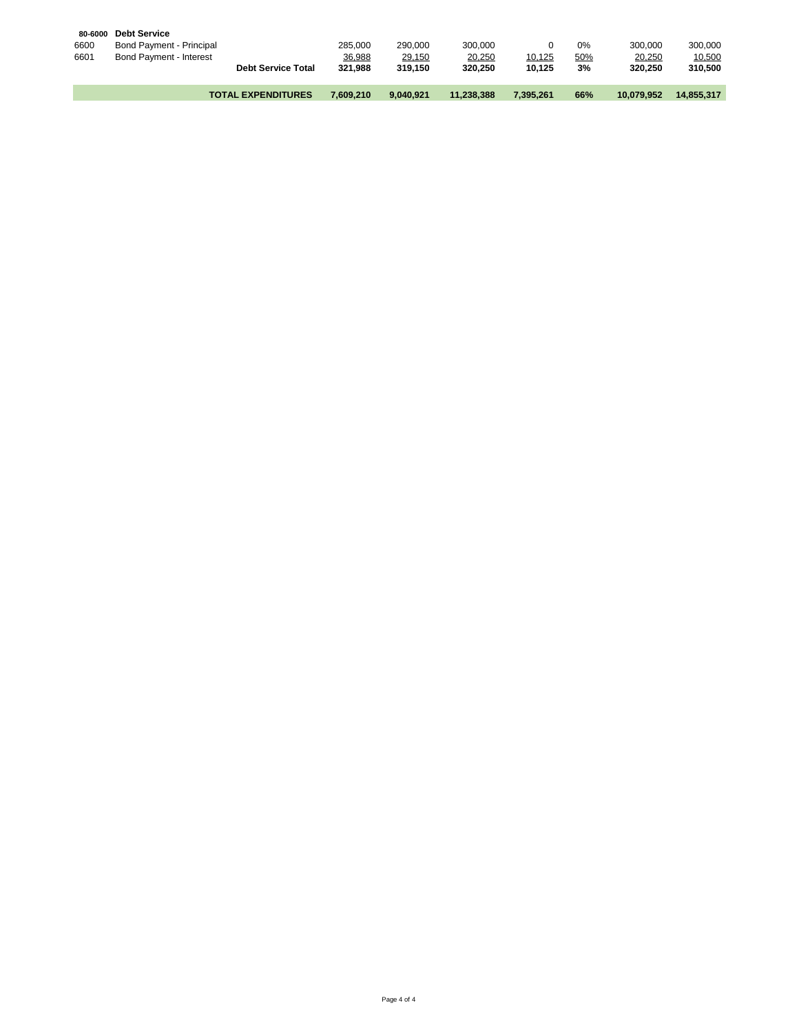| | | | | | | | | | |
|---|---|---|---|---|---|---|---|---|---|
| **80-6000** | **Debt Service** | | | | | | | | |
| 6600 | Bond Payment - Principal | | 285,000 | 290,000 | 300,000 | 0 | 0% | 300,000 | 300,000 |
| 6601 | Bond Payment - Interest | | 36,988 | 29,150 | 20,250 | 10,125 | 50% | 20,250 | 10,500 |
| | | **Debt Service Total** | **321,988** | **319,150** | **320,250** | **10,125** | **3%** | **320,250** | **310,500** |
| | | **TOTAL EXPENDITURES** | **7,609,210** | **9,040,921** | **11,238,388** | **7,395,261** | **66%** | **10,079,952** | **14,855,317** |